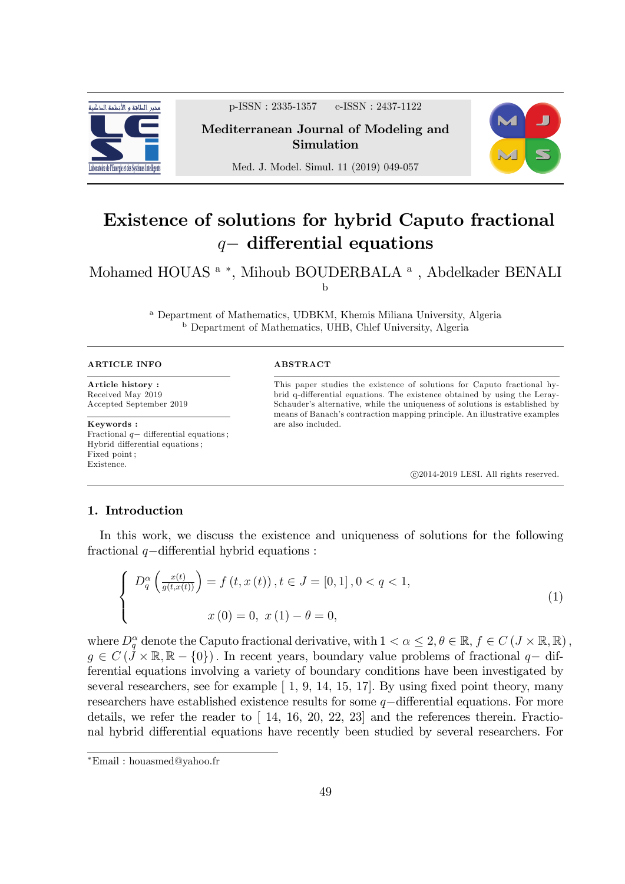# Existence of solutions for hybrid Caputo fractional $q-$ differential equations

Mohamed HOUAS [a] [*], Mihoub BOUDERBALA [a], Abdelkader BENALI [b]

[a] Department of Mathematics, UDBKM, Khemis Miliana University, Algeria
[b] Department of Mathematics, UHB, Chlef University, Algeria

**ARTICLE INFO**

**Article history :**
Received May 2019
Accepted September 2019

**Keywords :**
Fractional $q-$ differential equations ;
Hybrid differential equations ;
Fixed point ;
Existence.

**ABSTRACT**

This paper studies the existence of solutions for Caputo fractional hybrid q-differential equations. The existence obtained by using the Leray-Schauder's alternative, while the uniqueness of solutions is established by means of Banach's contraction mapping principle. An illustrative examples are also included.

©2014-2019 LESI. All rights reserved.

## 1. Introduction

In this work, we discuss the existence and uniqueness of solutions for the following fractional $q-$differential hybrid equations :

$$
\begin{cases} D_q^{\alpha}\left(\frac{x(t)}{g(t,x(t))}\right) = f(t, x(t)), t \in J = [0,1], 0 < q < 1, \\ \\ x(0) = 0, \ x(1) - \theta = 0, \end{cases} \tag{1}
$$

where $D_q^{\alpha}$ denote the Caputo fractional derivative, with $1 < \alpha \leq 2, \theta \in \mathbb{R}, f \in C(J \times \mathbb{R}, \mathbb{R})$, $g \in C(J \times \mathbb{R}, \mathbb{R} - \{0\})$. In recent years, boundary value problems of fractional $q-$ differential equations involving a variety of boundary conditions have been investigated by several researchers, see for example [ 1, 9, 14, 15, 17]. By using fixed point theory, many researchers have established existence results for some $q-$differential equations. For more details, we refer the reader to [ 14, 16, 20, 22, 23] and the references therein. Fractional hybrid differential equations have recently been studied by several researchers. For

[*] Email : houasmed@yahoo.fr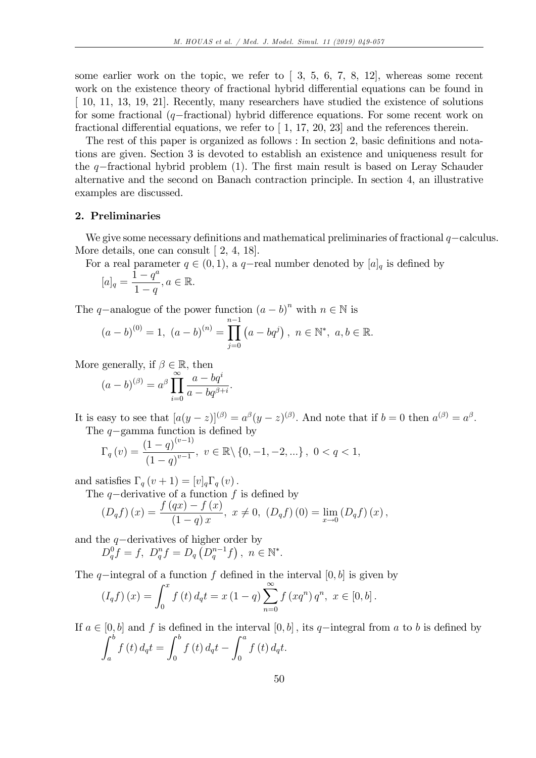some earlier work on the topic, we refer to [ 3, 5, 6, 7, 8, 12], whereas some recent work on the existence theory of fractional hybrid differential equations can be found in [ 10, 11, 13, 19, 21]. Recently, many researchers have studied the existence of solutions for some fractional ($q-$fractional) hybrid difference equations. For some recent work on fractional differential equations, we refer to [ 1, 17, 20, 23] and the references therein.

The rest of this paper is organized as follows : In section 2, basic definitions and notations are given. Section 3 is devoted to establish an existence and uniqueness result for the $q-$fractional hybrid problem (1). The first main result is based on Leray Schauder alternative and the second on Banach contraction principle. In section 4, an illustrative examples are discussed.

## 2. Preliminaries

We give some necessary definitions and mathematical preliminaries of fractional $q-$calculus. More details, one can consult [ 2, 4, 18].

For a real parameter $q \in (0,1)$, a $q-$real number denoted by $[a]_q$ is defined by

$$[a]_q = \frac{1-q^a}{1-q}, a \in \mathbb{R}.$$

The $q-$analogue of the power function $(a-b)^n$ with $n \in \mathbb{N}$ is

$$(a-b)^{(0)} = 1,\ (a-b)^{(n)} = \prod_{j=0}^{n-1} \left(a - bq^j\right),\ n \in \mathbb{N}^*,\ a, b \in \mathbb{R}.$$

More generally, if $\beta \in \mathbb{R}$, then

$$(a-b)^{(\beta)} = a^{\beta} \prod_{i=0}^{\infty} \frac{a - bq^i}{a - bq^{\beta+i}}.$$

It is easy to see that $[a(y-z)]^{(\beta)} = a^{\beta}(y-z)^{(\beta)}$. And note that if $b=0$ then $a^{(\beta)} = a^{\beta}$.

The $q-$gamma function is defined by

$$\Gamma_q(v) = \frac{(1-q)^{(v-1)}}{(1-q)^{v-1}},\ v \in \mathbb{R} \setminus \{0, -1, -2, ...\},\ 0 < q < 1,$$

and satisfies $\Gamma_q(v+1) = [v]_q \Gamma_q(v)$.

The $q-$derivative of a function $f$ is defined by

$$(D_q f)(x) = \frac{f(qx) - f(x)}{(1-q)x},\ x \neq 0,\ (D_q f)(0) = \lim_{x \to 0} (D_q f)(x),$$

and the $q-$derivatives of higher order by

$$D_q^0 f = f,\ D_q^n f = D_q\left(D_q^{n-1} f\right),\ n \in \mathbb{N}^*.$$

The $q-$integral of a function $f$ defined in the interval $[0,b]$ is given by

$$(I_q f)(x) = \int_0^x f(t)\, d_q t = x(1-q) \sum_{n=0}^{\infty} f(xq^n)\, q^n,\ x \in [0,b].$$

If $a \in [0,b]$ and $f$ is defined in the interval $[0,b]$, its $q-$integral from $a$ to $b$ is defined by

$$\int_a^b f(t)\, d_q t = \int_0^b f(t)\, d_q t - \int_0^a f(t)\, d_q t.$$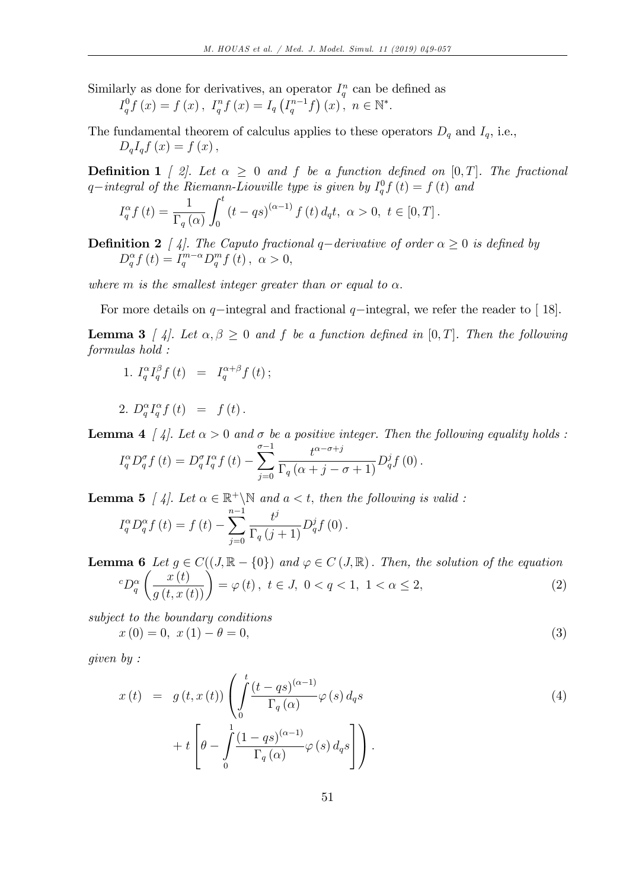Similarly as done for derivatives, an operator $I_q^n$ can be defined as

$I_q^0 f(x) = f(x),\ I_q^n f(x) = I_q\left(I_q^{n-1} f\right)(x),\ n \in \mathbb{N}^*.$

The fundamental theorem of calculus applies to these operators $D_q$ and $I_q$, i.e.,

$D_q I_q f(x) = f(x),$

**Definition 1** *[ 2]. Let $\alpha \geq 0$ and $f$ be a function defined on $[0,T]$. The fractional $q-$integral of the Riemann-Liouville type is given by $I_q^0 f(t) = f(t)$ and*

$$I_q^\alpha f(t) = \frac{1}{\Gamma_q(\alpha)} \int_0^t (t-qs)^{(\alpha-1)} f(t)\, d_q t,\ \alpha > 0,\ t \in [0,T].$$

**Definition 2** *[ 4]. The Caputo fractional $q-$derivative of order $\alpha \geq 0$ is defined by*

$$D_q^\alpha f(t) = I_q^{m-\alpha} D_q^m f(t),\ \alpha > 0,$$

*where $m$ is the smallest integer greater than or equal to $\alpha$.*

For more details on $q-$integral and fractional $q-$integral, we refer the reader to [ 18].

**Lemma 3** *[ 4]. Let $\alpha, \beta \geq 0$ and $f$ be a function defined in $[0,T]$. Then the following formulas hold :*

1. $I_q^\alpha I_q^\beta f(t) = I_q^{\alpha+\beta} f(t);$

2. $D_q^\alpha I_q^\alpha f(t) = f(t).$

**Lemma 4** *[ 4]. Let $\alpha > 0$ and $\sigma$ be a positive integer. Then the following equality holds :*

$$I_q^\alpha D_q^\sigma f(t) = D_q^\sigma I_q^\alpha f(t) - \sum_{j=0}^{\sigma-1} \frac{t^{\alpha-\sigma+j}}{\Gamma_q(\alpha+j-\sigma+1)} D_q^j f(0).$$

**Lemma 5** *[ 4]. Let $\alpha \in \mathbb{R}^+ \backslash \mathbb{N}$ and $a < t$, then the following is valid :*

$$I_q^\alpha D_q^\alpha f(t) = f(t) - \sum_{j=0}^{n-1} \frac{t^j}{\Gamma_q(j+1)} D_q^j f(0).$$

**Lemma 6** *Let $g \in C((J, \mathbb{R} - \{0\})$ and $\varphi \in C(J, \mathbb{R})$. Then, the solution of the equation*

$$^c D_q^\alpha \left(\frac{x(t)}{g(t,x(t))}\right) = \varphi(t),\ t \in J,\ 0 < q < 1,\ 1 < \alpha \leq 2, \tag{2}$$

*subject to the boundary conditions*

$$x(0) = 0,\ x(1) - \theta = 0, \tag{3}$$

*given by :*

$$\begin{aligned} x(t) &= g(t,x(t)) \left( \int_0^t \frac{(t-qs)^{(\alpha-1)}}{\Gamma_q(\alpha)} \varphi(s)\, d_q s \right. \\ &\quad \left. + t\left[\theta - \int_0^1 \frac{(1-qs)^{(\alpha-1)}}{\Gamma_q(\alpha)} \varphi(s)\, d_q s\right] \right). \end{aligned} \tag{4}$$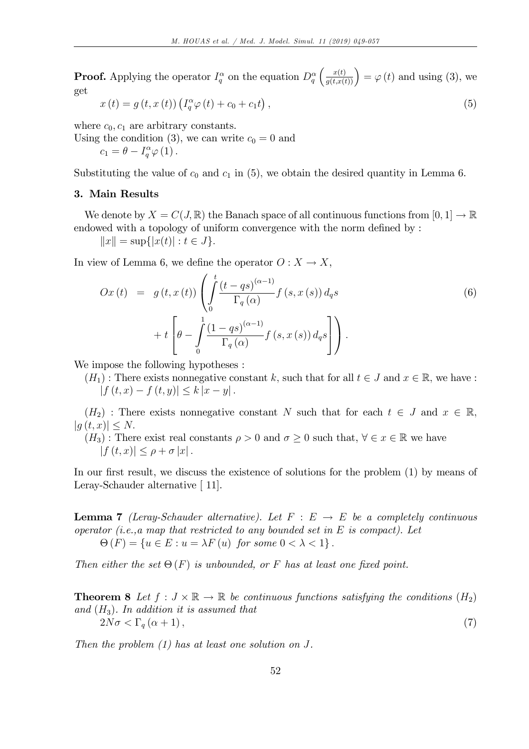**Proof.** Applying the operator $I_q^\alpha$ on the equation $D_q^\alpha\left(\frac{x(t)}{g(t,x(t))}\right) = \varphi(t)$ and using (3), we get

$$x(t) = g(t, x(t))\left(I_q^\alpha \varphi(t) + c_0 + c_1 t\right), \tag{5}$$

where $c_0, c_1$ are arbitrary constants.
Using the condition (3), we can write $c_0 = 0$ and

$$c_1 = \theta - I_q^\alpha \varphi(1).$$

Substituting the value of $c_0$ and $c_1$ in (5), we obtain the desired quantity in Lemma 6.

### 3. Main Results

We denote by $X = C(J, \mathbb{R})$ the Banach space of all continuous functions from $[0,1] \to \mathbb{R}$ endowed with a topology of uniform convergence with the norm defined by :

$$\|x\| = \sup\{|x(t)| : t \in J\}.$$

In view of Lemma 6, we define the operator $O : X \to X$,

$$\begin{aligned} Ox(t) &= g(t, x(t))\left(\int_0^t \frac{(t-qs)^{(\alpha-1)}}{\Gamma_q(\alpha)} f(s, x(s))\, d_q s \right. \\ &\quad \left. + t\left[\theta - \int_0^1 \frac{(1-qs)^{(\alpha-1)}}{\Gamma_q(\alpha)} f(s, x(s))\, d_q s\right]\right). \end{aligned} \tag{6}$$

We impose the following hypotheses :

$(H_1)$ : There exists nonnegative constant $k$, such that for all $t \in J$ and $x \in \mathbb{R}$, we have :
$|f(t,x) - f(t,y)| \leq k|x-y|$.

$(H_2)$ : There exists nonnegative constant $N$ such that for each $t \in J$ and $x \in \mathbb{R}$, $|g(t,x)| \leq N$.

$(H_3)$ : There exist real constants $\rho > 0$ and $\sigma \geq 0$ such that, $\forall \in x \in \mathbb{R}$ we have
$|f(t,x)| \leq \rho + \sigma|x|$.

In our first result, we discuss the existence of solutions for the problem (1) by means of Leray-Schauder alternative [ 11].

**Lemma 7** *(Leray-Schauder alternative). Let $F : E \to E$ be a completely continuous operator (i.e.,a map that restricted to any bounded set in $E$ is compact). Let*

$$\Theta(F) = \{u \in E : u = \lambda F(u) \text{ for some } 0 < \lambda < 1\}.$$

*Then either the set $\Theta(F)$ is unbounded, or $F$ has at least one fixed point.*

**Theorem 8** *Let $f : J \times \mathbb{R} \to \mathbb{R}$ be continuous functions satisfying the conditions $(H_2)$ and $(H_3)$. In addition it is assumed that*

$$2N\sigma < \Gamma_q(\alpha+1), \tag{7}$$

*Then the problem (1) has at least one solution on $J$.*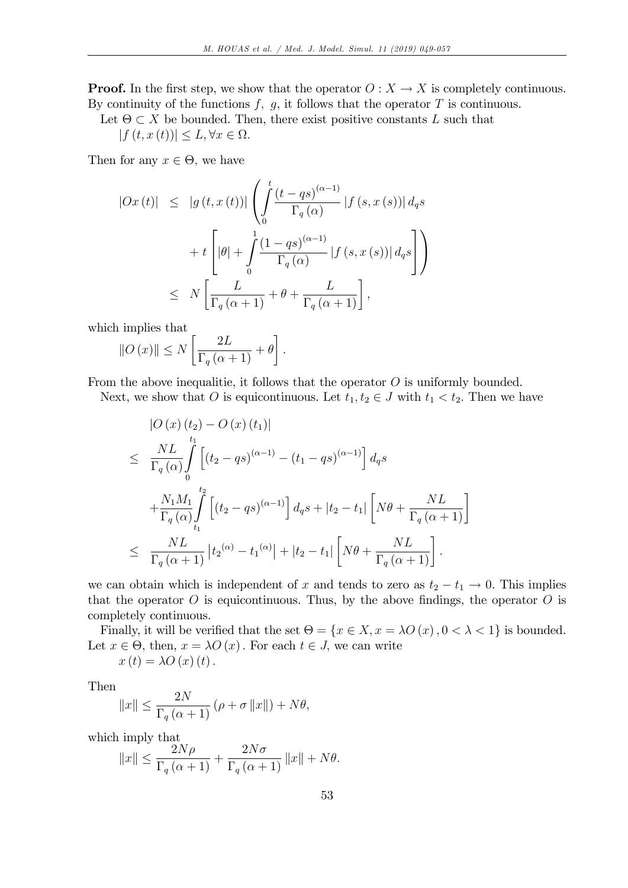**Proof.** In the first step, we show that the operator $O : X \to X$ is completely continuous. By continuity of the functions $f,\ g$, it follows that the operator $T$ is continuous.

Let $\Theta \subset X$ be bounded. Then, there exist positive constants $L$ such that
$|f(t, x(t))| \leq L, \forall x \in \Omega.$

Then for any $x \in \Theta$, we have

$$
\begin{aligned}
|Ox(t)| &\leq |g(t, x(t))| \left( \int_0^t \frac{(t-qs)^{(\alpha-1)}}{\Gamma_q(\alpha)} |f(s, x(s))| \, d_q s \right. \\
&\quad \left. + t \left[ |\theta| + \int_0^1 \frac{(1-qs)^{(\alpha-1)}}{\Gamma_q(\alpha)} |f(s, x(s))| \, d_q s \right] \right) \\
&\leq N \left[ \frac{L}{\Gamma_q(\alpha+1)} + \theta + \frac{L}{\Gamma_q(\alpha+1)} \right],
\end{aligned}
$$

which implies that

$$
\|O(x)\| \leq N \left[ \frac{2L}{\Gamma_q(\alpha+1)} + \theta \right].
$$

From the above inequalitie, it follows that the operator $O$ is uniformly bounded.

Next, we show that $O$ is equicontinuous. Let $t_1, t_2 \in J$ with $t_1 < t_2$. Then we have

$$
\begin{aligned}
& |O(x)(t_2) - O(x)(t_1)| \\
\leq\ & \frac{NL}{\Gamma_q(\alpha)} \int_0^{t_1} \left[ (t_2 - qs)^{(\alpha-1)} - (t_1 - qs)^{(\alpha-1)} \right] d_q s \\
& + \frac{N_1 M_1}{\Gamma_q(\alpha)} \int_{t_1}^{t_2} \left[ (t_2 - qs)^{(\alpha-1)} \right] d_q s + |t_2 - t_1| \left[ N\theta + \frac{NL}{\Gamma_q(\alpha+1)} \right] \\
\leq\ & \frac{NL}{\Gamma_q(\alpha+1)} \left| t_2{}^{(\alpha)} - t_1{}^{(\alpha)} \right| + |t_2 - t_1| \left[ N\theta + \frac{NL}{\Gamma_q(\alpha+1)} \right].
\end{aligned}
$$

we can obtain which is independent of $x$ and tends to zero as $t_2 - t_1 \to 0$. This implies that the operator $O$ is equicontinuous. Thus, by the above findings, the operator $O$ is completely continuous.

Finally, it will be verified that the set $\Theta = \{x \in X, x = \lambda O(x), 0 < \lambda < 1\}$ is bounded. Let $x \in \Theta$, then, $x = \lambda O(x)$. For each $t \in J$, we can write
$x(t) = \lambda O(x)(t).$

Then

$$
\|x\| \leq \frac{2N}{\Gamma_q(\alpha+1)} (\rho + \sigma \|x\|) + N\theta,
$$

which imply that

$$
\|x\| \leq \frac{2N\rho}{\Gamma_q(\alpha+1)} + \frac{2N\sigma}{\Gamma_q(\alpha+1)} \|x\| + N\theta.
$$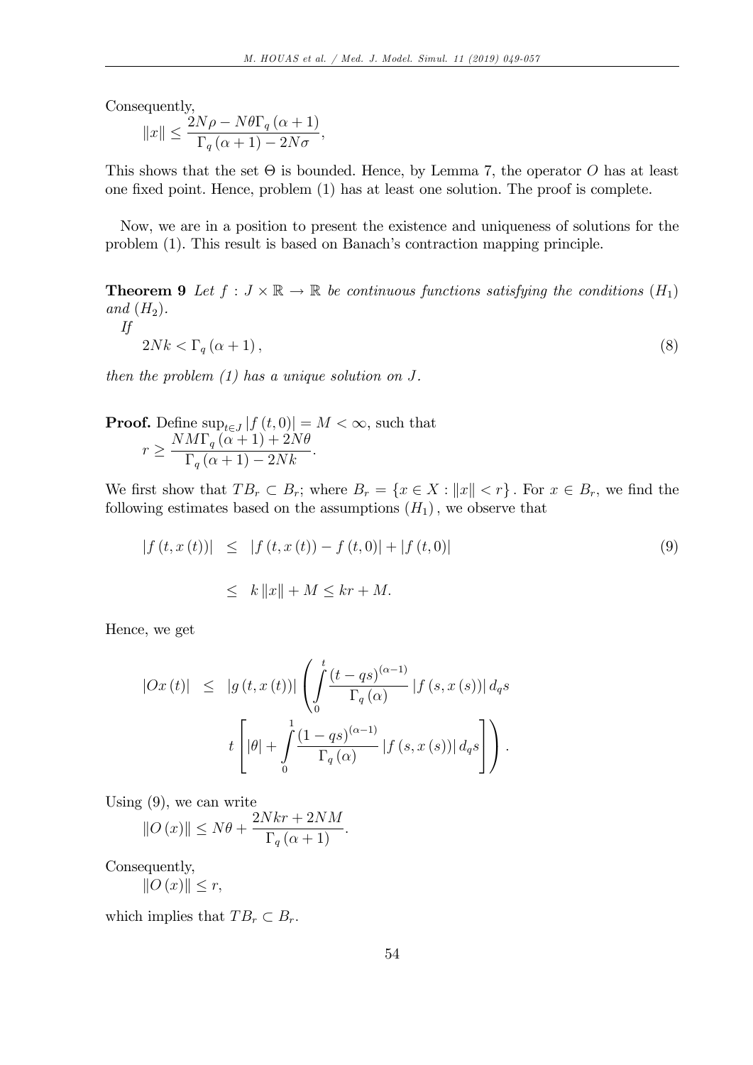Consequently,

$$\|x\| \leq \frac{2N\rho - N\theta\Gamma_q(\alpha+1)}{\Gamma_q(\alpha+1) - 2N\sigma},$$

This shows that the set $\Theta$ is bounded. Hence, by Lemma 7, the operator $O$ has at least one fixed point. Hence, problem (1) has at least one solution. The proof is complete.

Now, we are in a position to present the existence and uniqueness of solutions for the problem (1). This result is based on Banach's contraction mapping principle.

**Theorem 9** *Let $f : J \times \mathbb{R} \to \mathbb{R}$ be continuous functions satisfying the conditions $(H_1)$ and $(H_2)$.*

*If*

$$2Nk < \Gamma_q(\alpha+1), \tag{8}$$

*then the problem (1) has a unique solution on $J$.*

**Proof.** Define $\sup_{t\in J}|f(t,0)| = M < \infty$, such that

$$r \geq \frac{NM\Gamma_q(\alpha+1) + 2N\theta}{\Gamma_q(\alpha+1) - 2Nk}.$$

We first show that $TB_r \subset B_r$; where $B_r = \{x \in X : \|x\| < r\}$. For $x \in B_r$, we find the following estimates based on the assumptions $(H_1)$, we observe that

$$\begin{aligned} |f(t,x(t))| &\leq |f(t,x(t)) - f(t,0)| + |f(t,0)| \\ &\leq k\|x\| + M \leq kr + M. \end{aligned} \tag{9}$$

Hence, we get

$$|Ox(t)| \leq |g(t,x(t))| \left( \int_0^t \frac{(t-qs)^{(\alpha-1)}}{\Gamma_q(\alpha)} |f(s,x(s))| \, d_q s \right. \\ \left. t\left[ |\theta| + \int_0^1 \frac{(1-qs)^{(\alpha-1)}}{\Gamma_q(\alpha)} |f(s,x(s))| \, d_q s \right] \right).$$

Using (9), we can write

$$\|O(x)\| \leq N\theta + \frac{2Nkr + 2NM}{\Gamma_q(\alpha+1)}.$$

Consequently,

$$\|O(x)\| \leq r,$$

which implies that $TB_r \subset B_r$.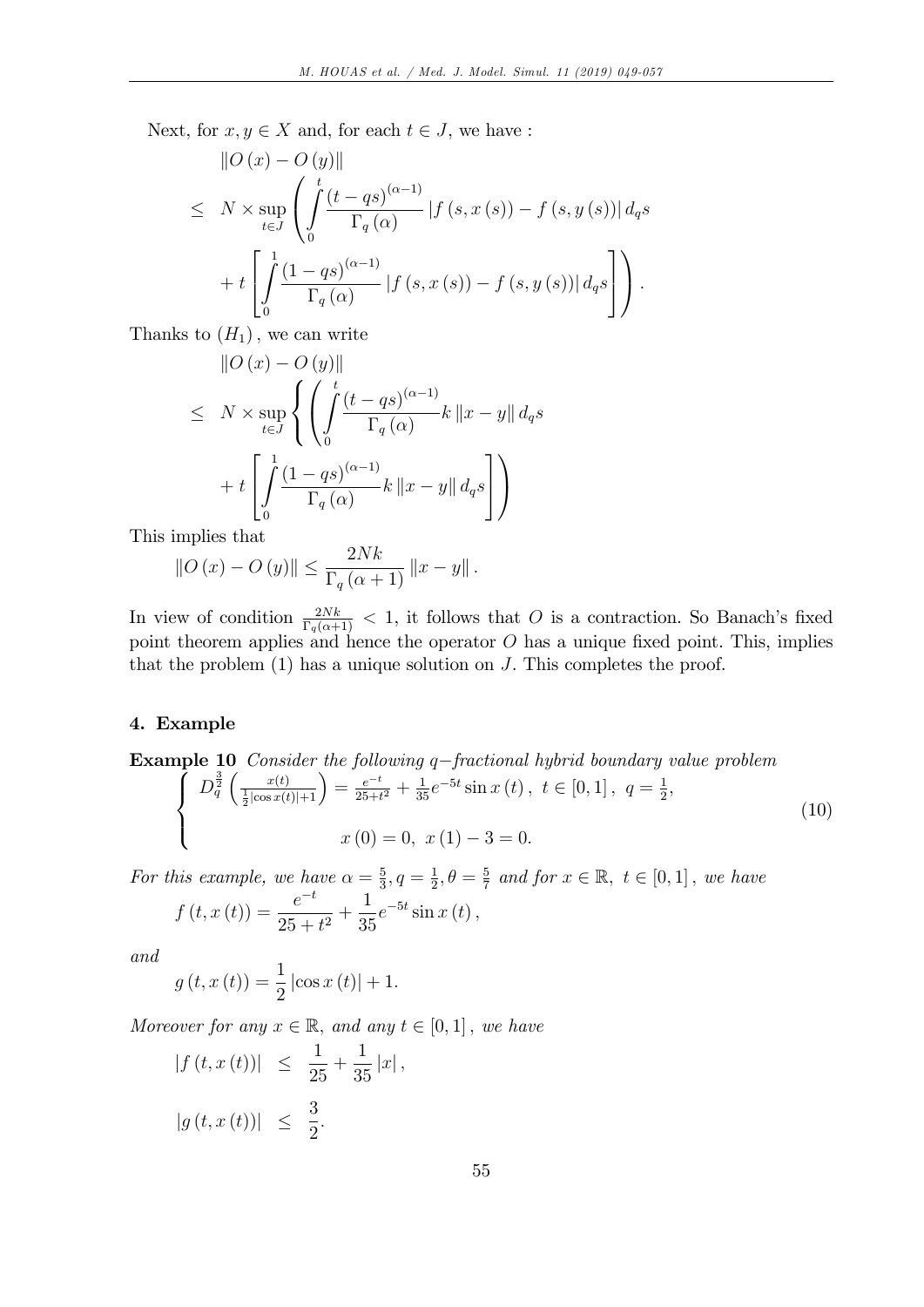Next, for $x, y \in X$ and, for each $t \in J$, we have :

$$
\begin{aligned}
&\|O(x) - O(y)\| \\
\leq\ & N \times \sup_{t \in J} \left( \int_0^t \frac{(t - qs)^{(\alpha-1)}}{\Gamma_q(\alpha)} |f(s, x(s)) - f(s, y(s))| \, d_q s \right. \\
&\left. + t \left[ \int_0^1 \frac{(1 - qs)^{(\alpha-1)}}{\Gamma_q(\alpha)} |f(s, x(s)) - f(s, y(s))| \, d_q s \right] \right).
\end{aligned}
$$

Thanks to $(H_1)$, we can write

$$
\begin{aligned}
&\|O(x) - O(y)\| \\
\leq\ & N \times \sup_{t \in J} \left\{ \left( \int_0^t \frac{(t - qs)^{(\alpha-1)}}{\Gamma_q(\alpha)} k \|x - y\| \, d_q s \right. \right. \\
&\left. + t \left[ \int_0^1 \frac{(1 - qs)^{(\alpha-1)}}{\Gamma_q(\alpha)} k \|x - y\| \, d_q s \right] \right)
\end{aligned}
$$

This implies that

$$
\|O(x) - O(y)\| \leq \frac{2Nk}{\Gamma_q(\alpha + 1)} \|x - y\|.
$$

In view of condition $\frac{2Nk}{\Gamma_q(\alpha+1)} < 1$, it follows that $O$ is a contraction. So Banach's fixed point theorem applies and hence the operator $O$ has a unique fixed point. This, implies that the problem (1) has a unique solution on $J$. This completes the proof.

## 4. Example

**Example 10** *Consider the following $q-$fractional hybrid boundary value problem*

$$
\begin{cases}
D_q^{\frac{3}{2}} \left( \frac{x(t)}{\frac{1}{2}|\cos x(t)| + 1} \right) = \frac{e^{-t}}{25 + t^2} + \frac{1}{35} e^{-5t} \sin x(t), \ t \in [0, 1], \ q = \frac{1}{2}, \\
\qquad\qquad x(0) = 0, \ x(1) - 3 = 0.
\end{cases}
\tag{10}
$$

*For this example, we have $\alpha = \frac{5}{3}, q = \frac{1}{2}, \theta = \frac{5}{7}$ and for $x \in \mathbb{R}, \ t \in [0, 1]$, we have*

$$
f(t, x(t)) = \frac{e^{-t}}{25 + t^2} + \frac{1}{35} e^{-5t} \sin x(t),
$$

*and*

$$
g(t, x(t)) = \frac{1}{2} |\cos x(t)| + 1.
$$

*Moreover for any $x \in \mathbb{R}$, and any $t \in [0, 1]$, we have*

$$
\begin{aligned}
|f(t, x(t))| &\leq \frac{1}{25} + \frac{1}{35} |x|, \\
|g(t, x(t))| &\leq \frac{3}{2}.
\end{aligned}
$$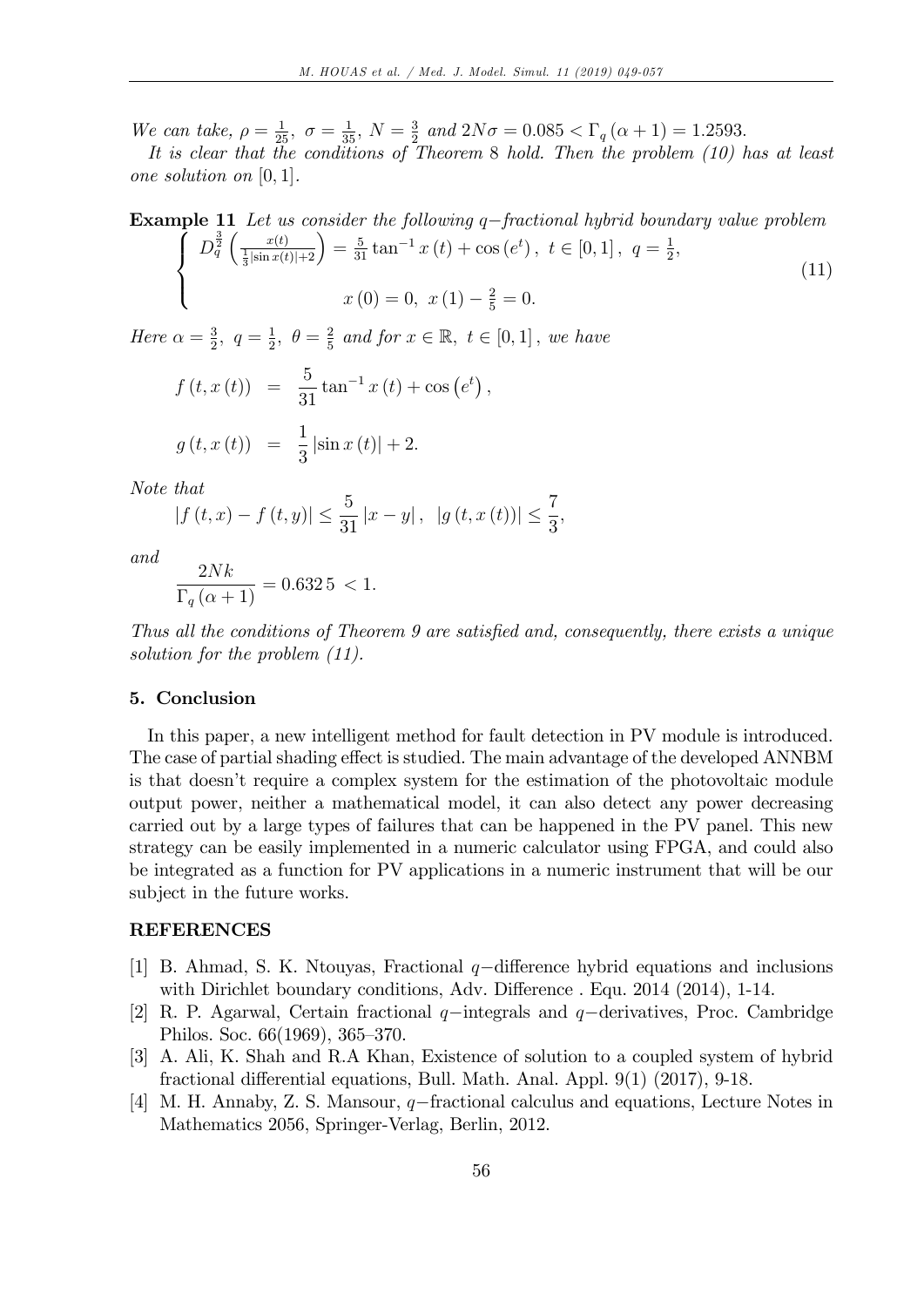*We can take,* $\rho = \frac{1}{25},\ \sigma = \frac{1}{35},\ N = \frac{3}{2}$ *and* $2N\sigma = 0.085 < \Gamma_q(\alpha+1) = 1.2593.$

*It is clear that the conditions of Theorem 8 hold. Then the problem (10) has at least one solution on* $[0,1]$.

**Example 11** *Let us consider the following* $q-$*fractional hybrid boundary value problem*

$$\begin{cases} D_q^{\frac{3}{2}}\left(\frac{x(t)}{\frac{1}{3}|\sin x(t)|+2}\right) = \frac{5}{31}\tan^{-1}x(t) + \cos(e^t),\ t \in [0,1],\ q = \frac{1}{2}, \\ \\ x(0) = 0,\ x(1) - \frac{2}{5} = 0. \end{cases} \tag{11}$$

*Here* $\alpha = \frac{3}{2},\ q = \frac{1}{2},\ \theta = \frac{2}{5}$ *and for* $x \in \mathbb{R},\ t \in [0,1]$, *we have*

$$f(t,x(t)) = \frac{5}{31}\tan^{-1}x(t) + \cos(e^t),$$

$$g(t,x(t)) = \frac{1}{3}|\sin x(t)| + 2.$$

*Note that*

$$|f(t,x) - f(t,y)| \le \frac{5}{31}|x-y|,\ \ |g(t,x(t))| \le \frac{7}{3},$$

*and*

$$\frac{2Nk}{\Gamma_q(\alpha+1)} = 0.6325 < 1.$$

*Thus all the conditions of Theorem 9 are satisfied and, consequently, there exists a unique solution for the problem (11).*

## 5. Conclusion

In this paper, a new intelligent method for fault detection in PV module is introduced. The case of partial shading effect is studied. The main advantage of the developed ANNBM is that doesn't require a complex system for the estimation of the photovoltaic module output power, neither a mathematical model, it can also detect any power decreasing carried out by a large types of failures that can be happened in the PV panel. This new strategy can be easily implemented in a numeric calculator using FPGA, and could also be integrated as a function for PV applications in a numeric instrument that will be our subject in the future works.

## REFERENCES

[1] B. Ahmad, S. K. Ntouyas, Fractional $q-$difference hybrid equations and inclusions with Dirichlet boundary conditions, Adv. Difference . Equ. 2014 (2014), 1-14.

[2] R. P. Agarwal, Certain fractional $q-$integrals and $q-$derivatives, Proc. Cambridge Philos. Soc. 66(1969), 365–370.

[3] A. Ali, K. Shah and R.A Khan, Existence of solution to a coupled system of hybrid fractional differential equations, Bull. Math. Anal. Appl. 9(1) (2017), 9-18.

[4] M. H. Annaby, Z. S. Mansour, $q-$fractional calculus and equations, Lecture Notes in Mathematics 2056, Springer-Verlag, Berlin, 2012.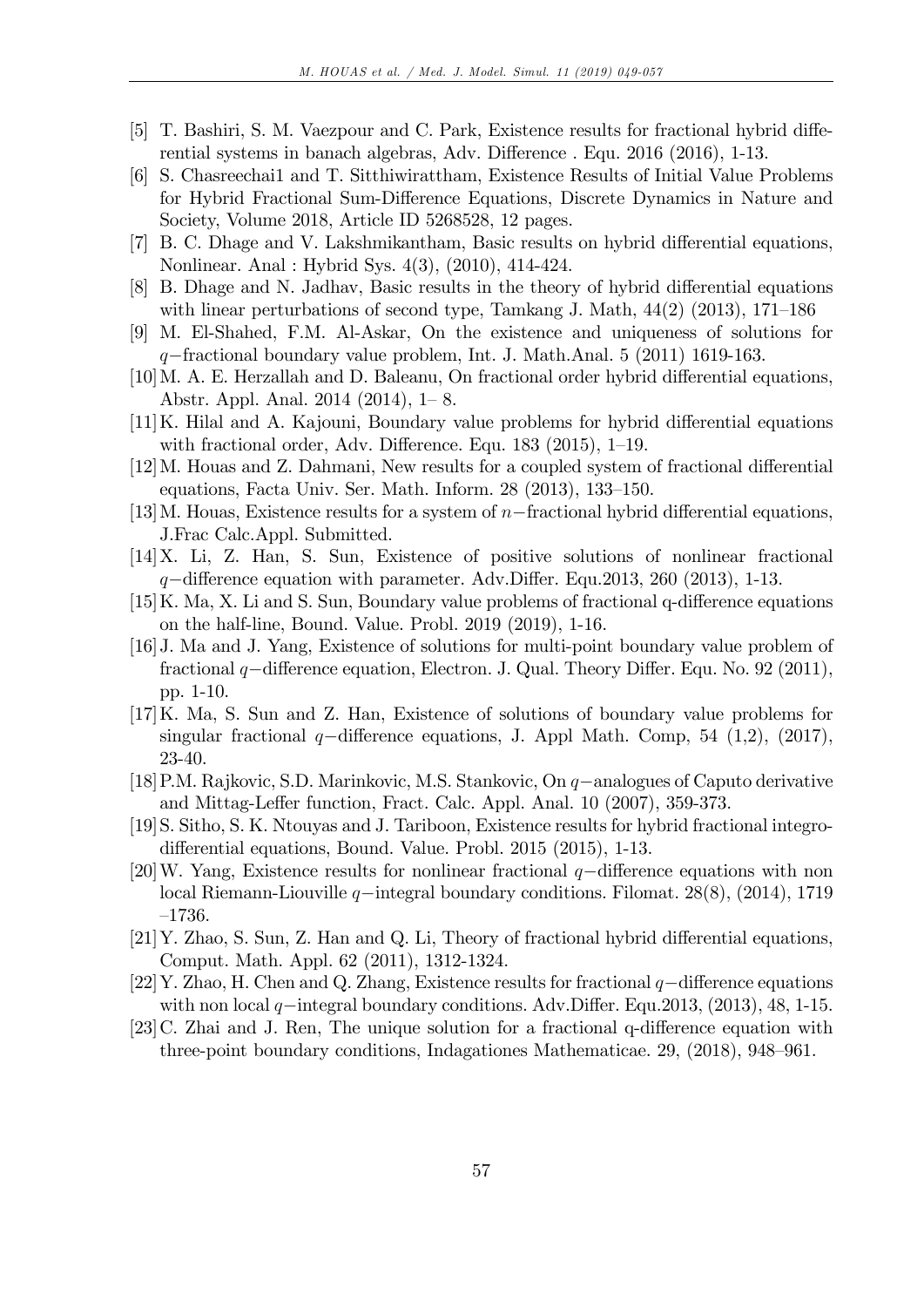[5] T. Bashiri, S. M. Vaezpour and C. Park, Existence results for fractional hybrid differential systems in banach algebras, Adv. Difference . Equ. 2016 (2016), 1-13.

[6] S. Chasreechai1 and T. Sitthiwirattham, Existence Results of Initial Value Problems for Hybrid Fractional Sum-Difference Equations, Discrete Dynamics in Nature and Society, Volume 2018, Article ID 5268528, 12 pages.

[7] B. C. Dhage and V. Lakshmikantham, Basic results on hybrid differential equations, Nonlinear. Anal : Hybrid Sys. 4(3), (2010), 414-424.

[8] B. Dhage and N. Jadhav, Basic results in the theory of hybrid differential equations with linear perturbations of second type, Tamkang J. Math, 44(2) (2013), 171–186

[9] M. El-Shahed, F.M. Al-Askar, On the existence and uniqueness of solutions for $q-$fractional boundary value problem, Int. J. Math.Anal. 5 (2011) 1619-163.

[10] M. A. E. Herzallah and D. Baleanu, On fractional order hybrid differential equations, Abstr. Appl. Anal. 2014 (2014), 1– 8.

[11] K. Hilal and A. Kajouni, Boundary value problems for hybrid differential equations with fractional order, Adv. Difference. Equ. 183 (2015), 1–19.

[12] M. Houas and Z. Dahmani, New results for a coupled system of fractional differential equations, Facta Univ. Ser. Math. Inform. 28 (2013), 133–150.

[13] M. Houas, Existence results for a system of $n-$fractional hybrid differential equations, J.Frac Calc.Appl. Submitted.

[14] X. Li, Z. Han, S. Sun, Existence of positive solutions of nonlinear fractional $q-$difference equation with parameter. Adv.Differ. Equ.2013, 260 (2013), 1-13.

[15] K. Ma, X. Li and S. Sun, Boundary value problems of fractional q-difference equations on the half-line, Bound. Value. Probl. 2019 (2019), 1-16.

[16] J. Ma and J. Yang, Existence of solutions for multi-point boundary value problem of fractional $q-$difference equation, Electron. J. Qual. Theory Differ. Equ. No. 92 (2011), pp. 1-10.

[17] K. Ma, S. Sun and Z. Han, Existence of solutions of boundary value problems for singular fractional $q-$difference equations, J. Appl Math. Comp, 54 (1,2), (2017), 23-40.

[18] P.M. Rajkovic, S.D. Marinkovic, M.S. Stankovic, On $q-$analogues of Caputo derivative and Mittag-Leffer function, Fract. Calc. Appl. Anal. 10 (2007), 359-373.

[19] S. Sitho, S. K. Ntouyas and J. Tariboon, Existence results for hybrid fractional integro-differential equations, Bound. Value. Probl. 2015 (2015), 1-13.

[20] W. Yang, Existence results for nonlinear fractional $q-$difference equations with non local Riemann-Liouville $q-$integral boundary conditions. Filomat. 28(8), (2014), 1719 –1736.

[21] Y. Zhao, S. Sun, Z. Han and Q. Li, Theory of fractional hybrid differential equations, Comput. Math. Appl. 62 (2011), 1312-1324.

[22] Y. Zhao, H. Chen and Q. Zhang, Existence results for fractional $q-$difference equations with non local $q-$integral boundary conditions. Adv.Differ. Equ.2013, (2013), 48, 1-15.

[23] C. Zhai and J. Ren, The unique solution for a fractional q-difference equation with three-point boundary conditions, Indagationes Mathematicae. 29, (2018), 948–961.